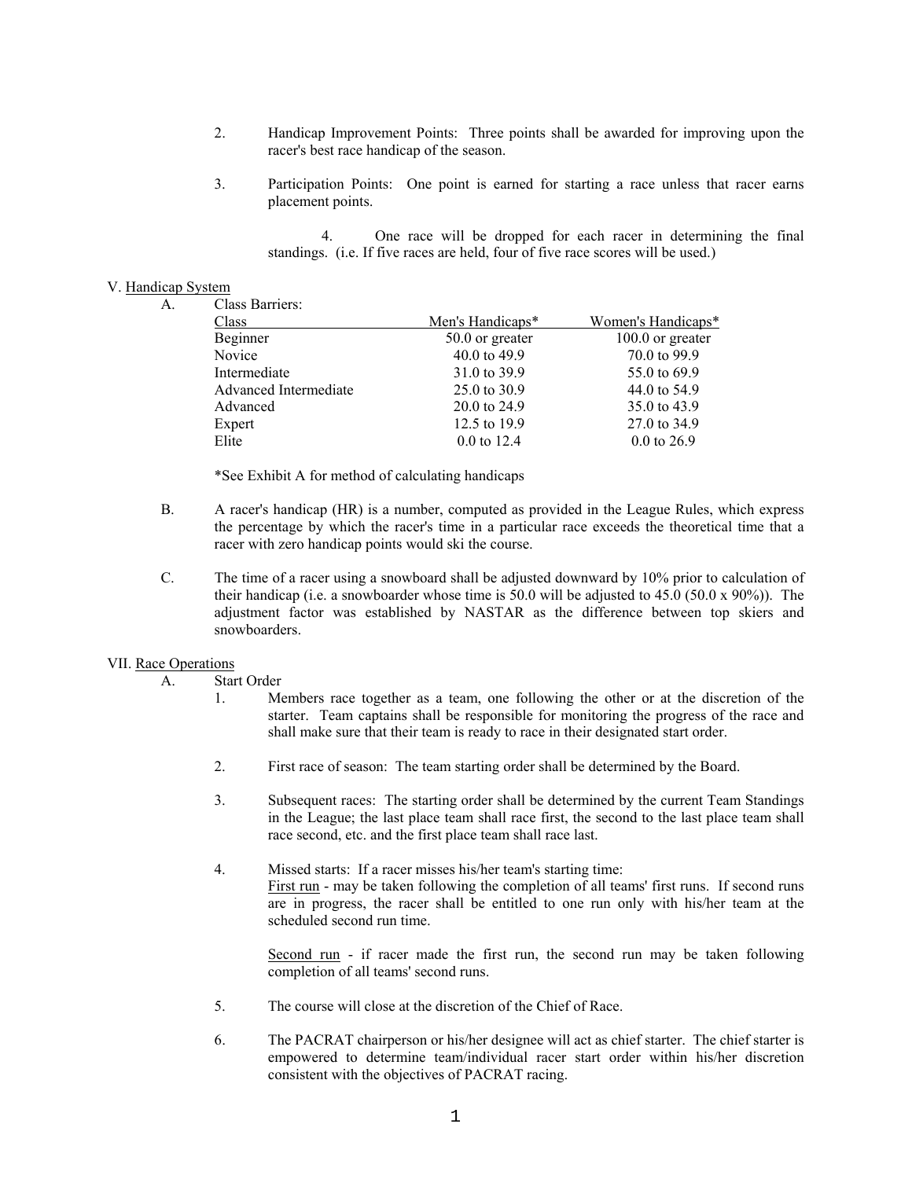2. Handicap Improvement Points: Three points shall be awarded for improving upon the racer's best race handicap of the season.

3. Participation Points: One point is earned for starting a race unless that racer earns placement points.

4. One race will be dropped for each racer in determining the final standings. (i.e. If five races are held, four of five race scores will be used.)

## V. Handicap System

A. Class Barriers:

| Class | Men's Handicaps* | Women's Handicaps* |
|---|---|---|
| Beginner | 50.0 or greater | 100.0 or greater |
| Novice | 40.0 to 49.9 | 70.0 to 99.9 |
| Intermediate | 31.0 to 39.9 | 55.0 to 69.9 |
| Advanced Intermediate | 25.0 to 30.9 | 44.0 to 54.9 |
| Advanced | 20.0 to 24.9 | 35.0 to 43.9 |
| Expert | 12.5 to 19.9 | 27.0 to 34.9 |
| Elite | 0.0 to 12.4 | 0.0 to 26.9 |

*See Exhibit A for method of calculating handicaps

B. A racer's handicap (HR) is a number, computed as provided in the League Rules, which express the percentage by which the racer's time in a particular race exceeds the theoretical time that a racer with zero handicap points would ski the course.

C. The time of a racer using a snowboard shall be adjusted downward by 10% prior to calculation of their handicap (i.e. a snowboarder whose time is 50.0 will be adjusted to 45.0 (50.0 x 90%)). The adjustment factor was established by NASTAR as the difference between top skiers and snowboarders.

## VII. Race Operations

A. Start Order

1. Members race together as a team, one following the other or at the discretion of the starter. Team captains shall be responsible for monitoring the progress of the race and shall make sure that their team is ready to race in their designated start order.

2. First race of season: The team starting order shall be determined by the Board.

3. Subsequent races: The starting order shall be determined by the current Team Standings in the League; the last place team shall race first, the second to the last place team shall race second, etc. and the first place team shall race last.

4. Missed starts: If a racer misses his/her team's starting time:
   First run - may be taken following the completion of all teams' first runs. If second runs are in progress, the racer shall be entitled to one run only with his/her team at the scheduled second run time.

   Second run - if racer made the first run, the second run may be taken following completion of all teams' second runs.

5. The course will close at the discretion of the Chief of Race.

6. The PACRAT chairperson or his/her designee will act as chief starter. The chief starter is empowered to determine team/individual racer start order within his/her discretion consistent with the objectives of PACRAT racing.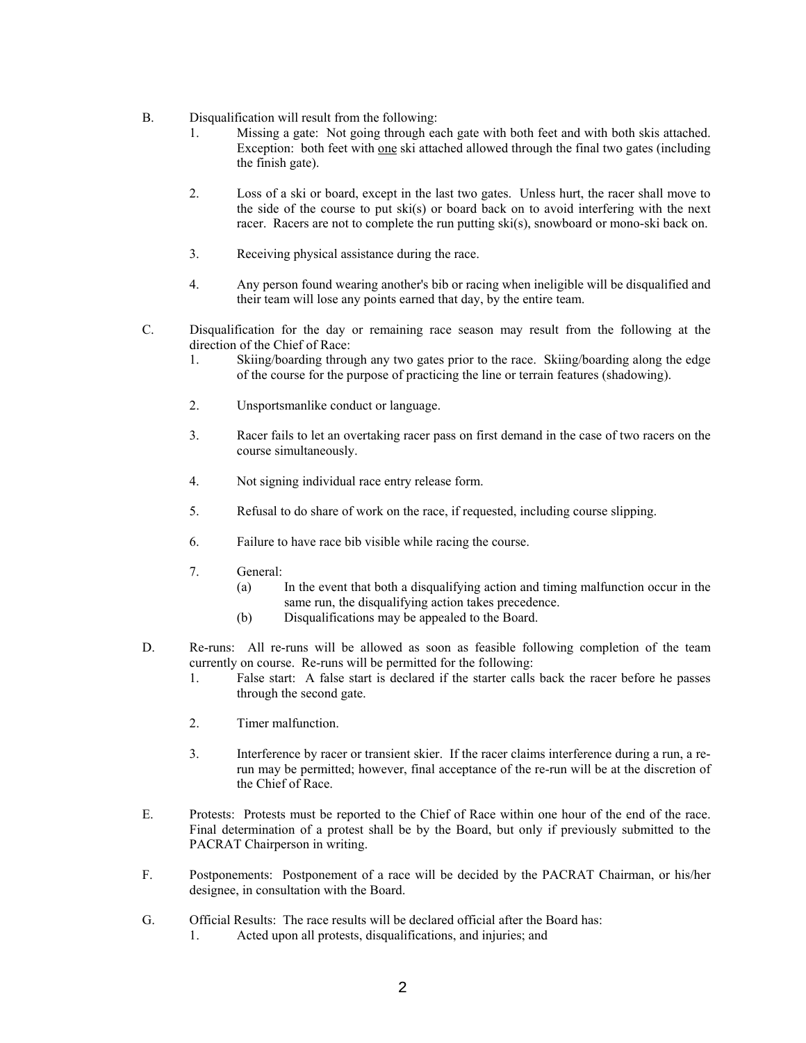B. Disqualification will result from the following:

1. Missing a gate: Not going through each gate with both feet and with both skis attached. Exception: both feet with <u>one</u> ski attached allowed through the final two gates (including the finish gate).

2. Loss of a ski or board, except in the last two gates. Unless hurt, the racer shall move to the side of the course to put ski(s) or board back on to avoid interfering with the next racer. Racers are not to complete the run putting ski(s), snowboard or mono-ski back on.

3. Receiving physical assistance during the race.

4. Any person found wearing another's bib or racing when ineligible will be disqualified and their team will lose any points earned that day, by the entire team.

C. Disqualification for the day or remaining race season may result from the following at the direction of the Chief of Race:

1. Skiing/boarding through any two gates prior to the race. Skiing/boarding along the edge of the course for the purpose of practicing the line or terrain features (shadowing).

2. Unsportsmanlike conduct or language.

3. Racer fails to let an overtaking racer pass on first demand in the case of two racers on the course simultaneously.

4. Not signing individual race entry release form.

5. Refusal to do share of work on the race, if requested, including course slipping.

6. Failure to have race bib visible while racing the course.

7. General:
   - (a) In the event that both a disqualifying action and timing malfunction occur in the same run, the disqualifying action takes precedence.
   - (b) Disqualifications may be appealed to the Board.

D. Re-runs: All re-runs will be allowed as soon as feasible following completion of the team currently on course. Re-runs will be permitted for the following:

1. False start: A false start is declared if the starter calls back the racer before he passes through the second gate.

2. Timer malfunction.

3. Interference by racer or transient skier. If the racer claims interference during a run, a re-run may be permitted; however, final acceptance of the re-run will be at the discretion of the Chief of Race.

E. Protests: Protests must be reported to the Chief of Race within one hour of the end of the race. Final determination of a protest shall be by the Board, but only if previously submitted to the PACRAT Chairperson in writing.

F. Postponements: Postponement of a race will be decided by the PACRAT Chairman, or his/her designee, in consultation with the Board.

G. Official Results: The race results will be declared official after the Board has:

1. Acted upon all protests, disqualifications, and injuries; and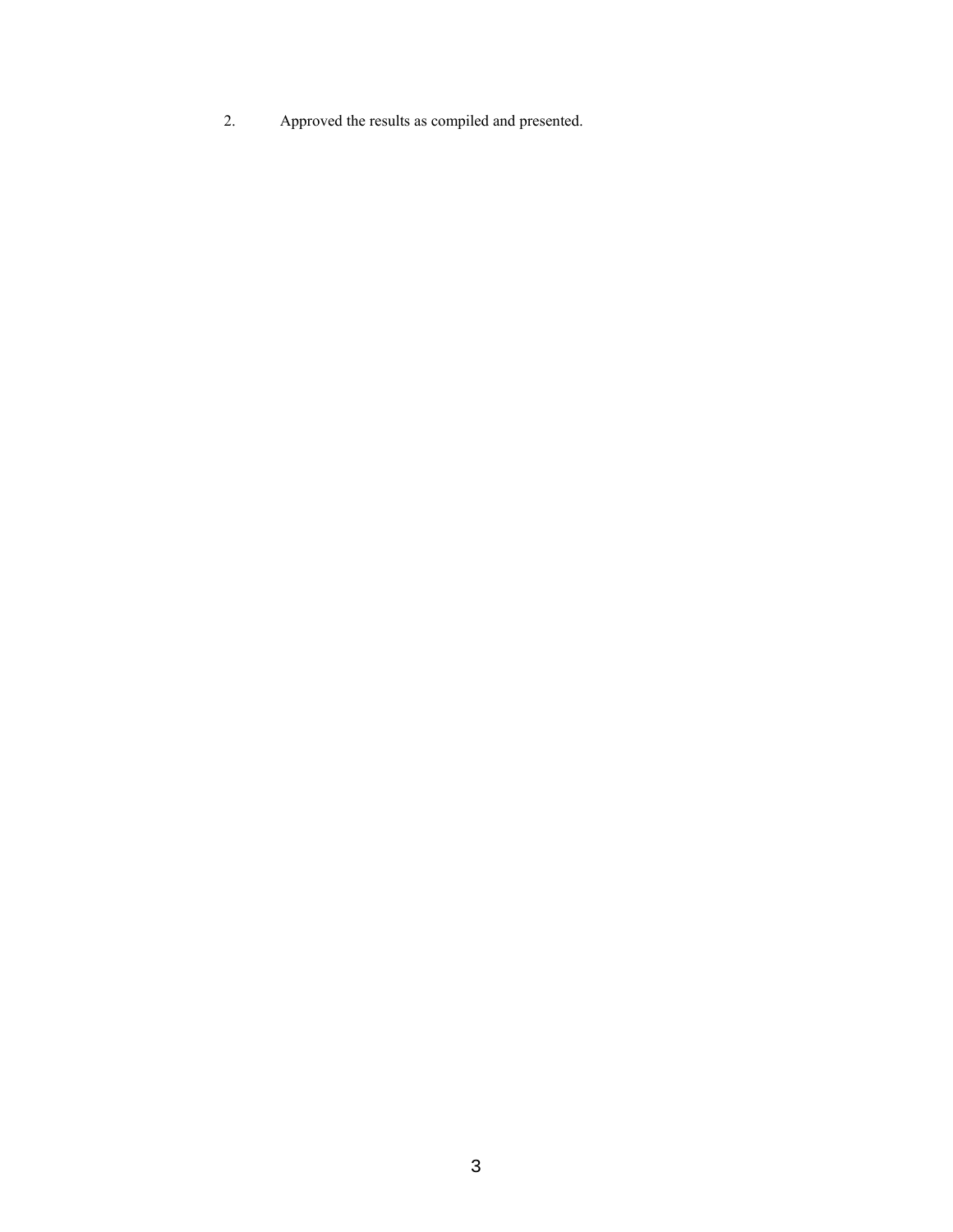2. Approved the results as compiled and presented.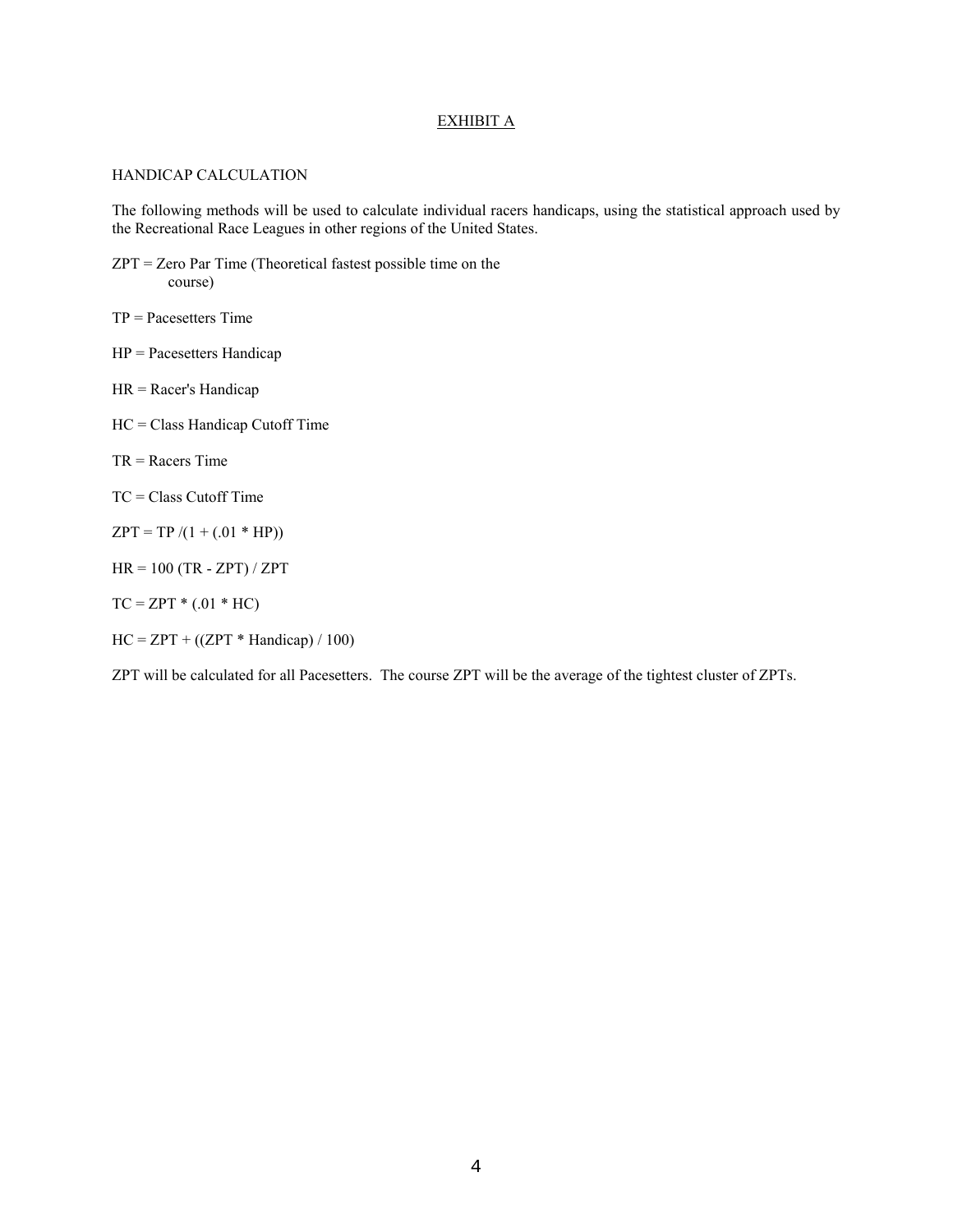## EXHIBIT A

HANDICAP CALCULATION

The following methods will be used to calculate individual racers handicaps, using the statistical approach used by the Recreational Race Leagues in other regions of the United States.

ZPT = Zero Par Time (Theoretical fastest possible time on the course)

TP = Pacesetters Time

HP = Pacesetters Handicap

HR = Racer's Handicap

HC = Class Handicap Cutoff Time

TR = Racers Time

TC = Class Cutoff Time

$$ZPT = TP / (1 + (.01 * HP))$$

$$HR = 100 (TR - ZPT) / ZPT$$

$$TC = ZPT * (.01 * HC)$$

$$HC = ZPT + ((ZPT * \text{Handicap}) / 100)$$

ZPT will be calculated for all Pacesetters. The course ZPT will be the average of the tightest cluster of ZPTs.